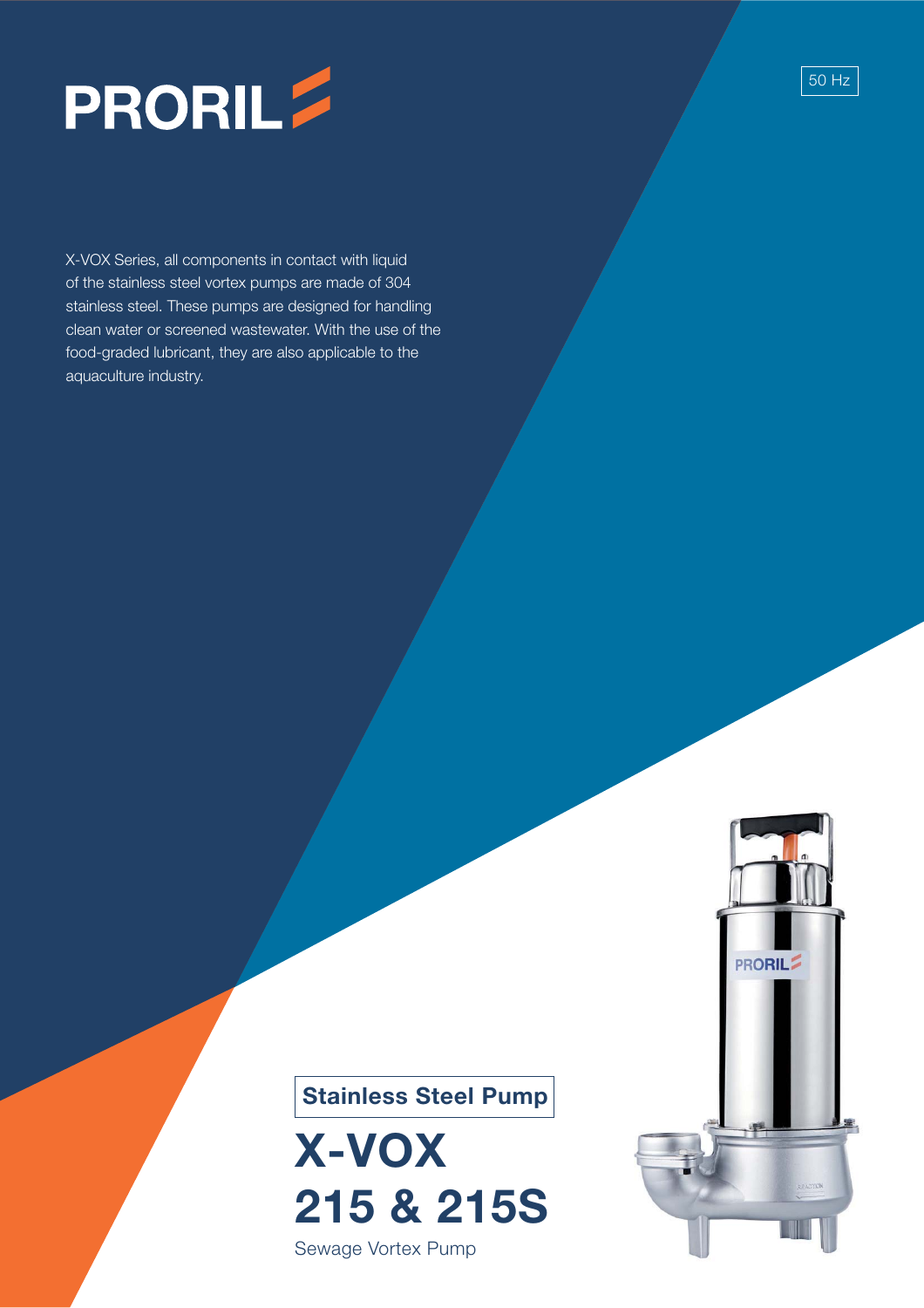PRORIL

50 Hz

X-VOX Series, all components in contact with liquid of the stainless steel vortex pumps are made of 304 stainless steel. These pumps are designed for handling clean water or screened wastewater. With the use of the food-graded lubricant, they are also applicable to the aquaculture industry.

**Stainless Steel Pump**

# X-VOX 215 & 215S

Sewage Vortex Pump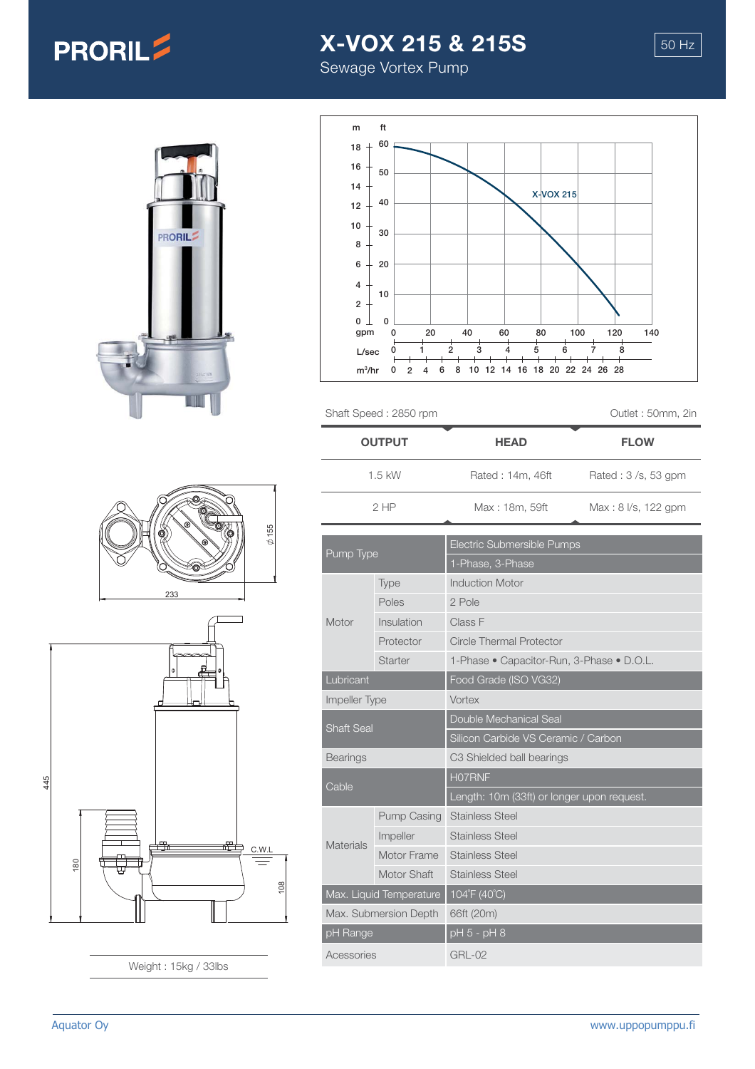# X-VOX 215 & 215S

Sewage Vortex Pump

50 Hz

m ft
18 60
16 50
14
12 40
10 30
8
6 20
4 10
2
0 0
gpm 0 20 40 60 80 100 120 140
L/sec 0 1 2 3 4 5 6 7 8
m³/hr 0 2 4 6 8 10 12 14 16 18 20 22 24 26 28
X-VOX 215

⌀155
233
445
180
C.W.L
108

Weight : 15kg / 33lbs

Shaft Speed : 2850 rpm

Outlet : 50mm, 2in

| OUTPUT | HEAD | FLOW |
|---|---|---|
| 1.5 kW | Rated : 14m, 46ft | Rated : 3 /s, 53 gpm |
| 2 HP | Max : 18m, 59ft | Max : 8 l/s, 122 gpm |

| | | |
|---|---|---|
| Pump Type | | Electric Submersible Pumps |
| | | 1-Phase, 3-Phase |
| Motor | Type | Induction Motor |
| | Poles | 2 Pole |
| | Insulation | Class F |
| | Protector | Circle Thermal Protector |
| | Starter | 1-Phase • Capacitor-Run, 3-Phase • D.O.L. |
| Lubricant | | Food Grade (ISO VG32) |
| Impeller Type | | Vortex |
| Shaft Seal | | Double Mechanical Seal |
| | | Silicon Carbide VS Ceramic / Carbon |
| Bearings | | C3 Shielded ball bearings |
| Cable | | H07RNF |
| | | Length: 10m (33ft) or longer upon request. |
| Materials | Pump Casing | Stainless Steel |
| | Impeller | Stainless Steel |
| | Motor Frame | Stainless Steel |
| | Motor Shaft | Stainless Steel |
| Max. Liquid Temperature | | 104°F (40°C) |
| Max. Submersion Depth | | 66ft (20m) |
| pH Range | | pH 5 - pH 8 |
| Acessories | | GRL-02 |

Aquator Oy

www.uppopumppu.fi